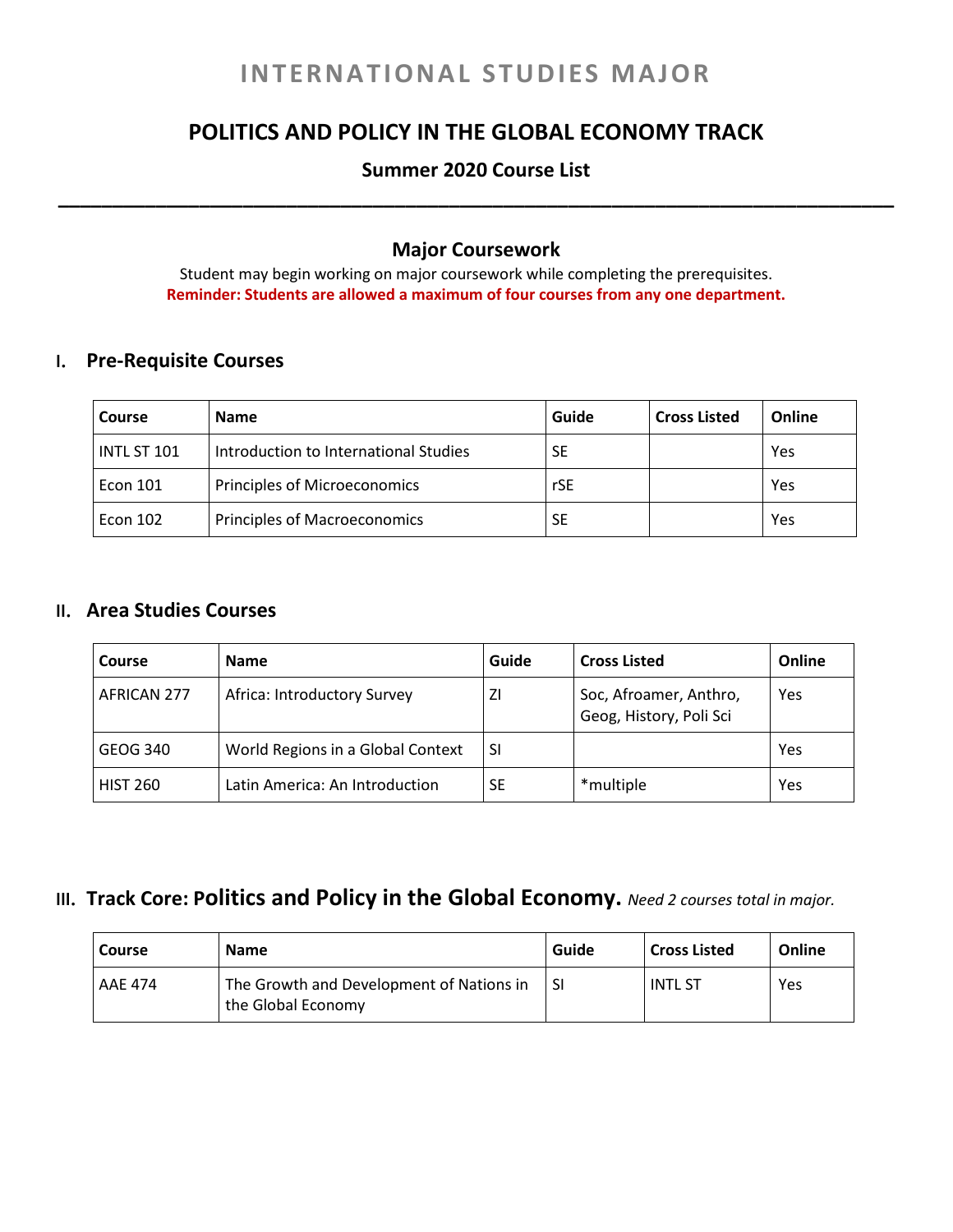# INTERNATIONAL STUDIES MAJOR

## POLITICS AND POLICY IN THE GLOBAL ECONOMY TRACK

### Summer 2020 Course List

---

### Major Coursework

Student may begin working on major coursework while completing the prerequisites.

**Reminder: Students are allowed a maximum of four courses from any one department.**

## I. Pre-Requisite Courses

| Course | Name | Guide | Cross Listed | Online |
|---|---|---|---|---|
| INTL ST 101 | Introduction to International Studies | SE | | Yes |
| Econ 101 | Principles of Microeconomics | rSE | | Yes |
| Econ 102 | Principles of Macroeconomics | SE | | Yes |

## II. Area Studies Courses

| Course | Name | Guide | Cross Listed | Online |
|---|---|---|---|---|
| AFRICAN 277 | Africa: Introductory Survey | ZI | Soc, Afroamer, Anthro, Geog, History, Poli Sci | Yes |
| GEOG 340 | World Regions in a Global Context | SI | | Yes |
| HIST 260 | Latin America: An Introduction | SE | *multiple | Yes |

## III. Track Core: Politics and Policy in the Global Economy. *Need 2 courses total in major.*

| Course | Name | Guide | Cross Listed | Online |
|---|---|---|---|---|
| AAE 474 | The Growth and Development of Nations in the Global Economy | SI | INTL ST | Yes |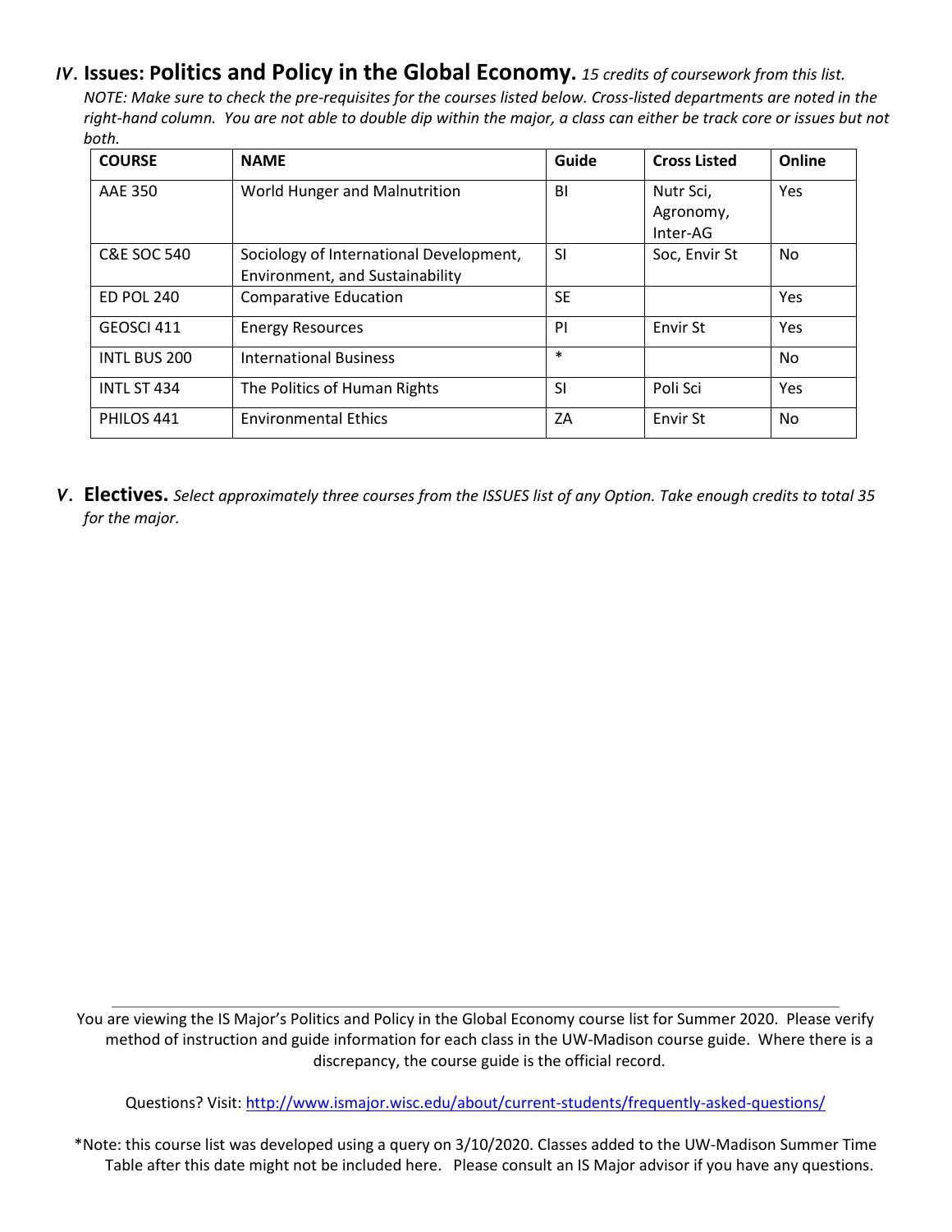## *IV*. Issues: Politics and Policy in the Global Economy. *15 credits of coursework from this list.*

*NOTE: Make sure to check the pre-requisites for the courses listed below. Cross-listed departments are noted in the right-hand column. You are not able to double dip within the major, a class can either be track core or issues but not both.*

| COURSE | NAME | Guide | Cross Listed | Online |
|---|---|---|---|---|
| AAE 350 | World Hunger and Malnutrition | BI | Nutr Sci, Agronomy, Inter-AG | Yes |
| C&E SOC 540 | Sociology of International Development, Environment, and Sustainability | SI | Soc, Envir St | No |
| ED POL 240 | Comparative Education | SE | | Yes |
| GEOSCI 411 | Energy Resources | PI | Envir St | Yes |
| INTL BUS 200 | International Business | * | | No |
| INTL ST 434 | The Politics of Human Rights | SI | Poli Sci | Yes |
| PHILOS 441 | Environmental Ethics | ZA | Envir St | No |

## *V*. Electives. *Select approximately three courses from the ISSUES list of any Option. Take enough credits to total 35 for the major.*

---

You are viewing the IS Major's Politics and Policy in the Global Economy course list for Summer 2020. Please verify method of instruction and guide information for each class in the UW-Madison course guide. Where there is a discrepancy, the course guide is the official record.

Questions? Visit: http://www.ismajor.wisc.edu/about/current-students/frequently-asked-questions/

*Note: this course list was developed using a query on 3/10/2020. Classes added to the UW-Madison Summer Time Table after this date might not be included here. Please consult an IS Major advisor if you have any questions.